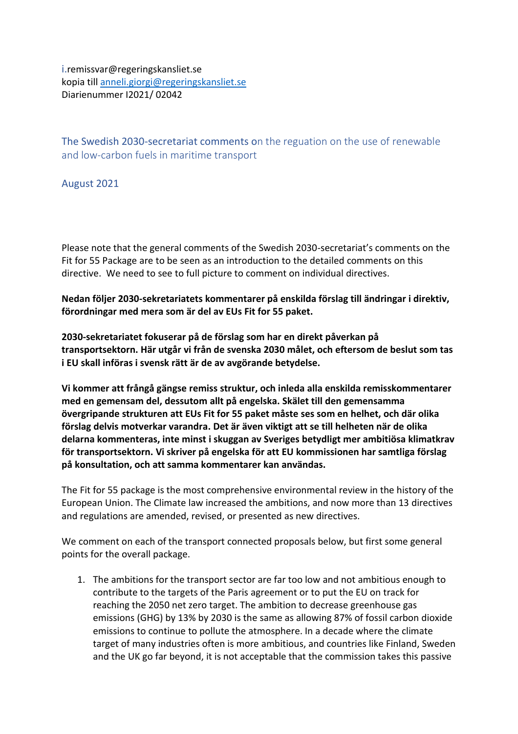i.remissvar@regeringskansliet.se
kopia till anneli.giorgi@regeringskansliet.se
Diarienummer I2021/ 02042

## The Swedish 2030-secretariat comments on the reguation on the use of renewable and low-carbon fuels in maritime transport

August 2021

Please note that the general comments of the Swedish 2030-secretariat's comments on the Fit for 55 Package are to be seen as an introduction to the detailed comments on this directive. We need to see to full picture to comment on individual directives.

**Nedan följer 2030-sekretariatets kommentarer på enskilda förslag till ändringar i direktiv, förordningar med mera som är del av EUs Fit for 55 paket.**

**2030-sekretariatet fokuserar på de förslag som har en direkt påverkan på transportsektorn. Här utgår vi från de svenska 2030 målet, och eftersom de beslut som tas i EU skall införas i svensk rätt är de av avgörande betydelse.**

**Vi kommer att frångå gängse remiss struktur, och inleda alla enskilda remisskommentarer med en gemensam del, dessutom allt på engelska. Skälet till den gemensamma övergripande strukturen att EUs Fit for 55 paket måste ses som en helhet, och där olika förslag delvis motverkar varandra. Det är även viktigt att se till helheten när de olika delarna kommenteras, inte minst i skuggan av Sveriges betydligt mer ambitiösa klimatkrav för transportsektorn. Vi skriver på engelska för att EU kommissionen har samtliga förslag på konsultation, och att samma kommentarer kan användas.**

The Fit for 55 package is the most comprehensive environmental review in the history of the European Union. The Climate law increased the ambitions, and now more than 13 directives and regulations are amended, revised, or presented as new directives.

We comment on each of the transport connected proposals below, but first some general points for the overall package.

1. The ambitions for the transport sector are far too low and not ambitious enough to contribute to the targets of the Paris agreement or to put the EU on track for reaching the 2050 net zero target. The ambition to decrease greenhouse gas emissions (GHG) by 13% by 2030 is the same as allowing 87% of fossil carbon dioxide emissions to continue to pollute the atmosphere. In a decade where the climate target of many industries often is more ambitious, and countries like Finland, Sweden and the UK go far beyond, it is not acceptable that the commission takes this passive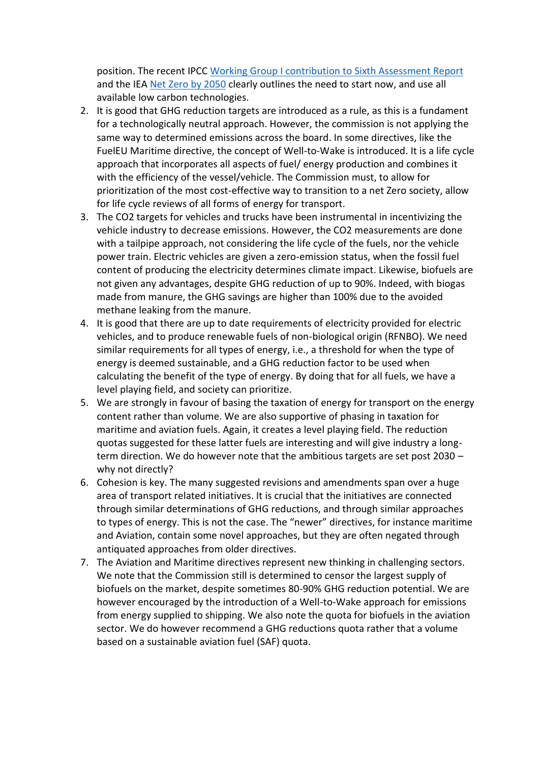position. The recent IPCC [Working Group I contribution to Sixth Assessment Report](#) and the IEA [Net Zero by 2050](#) clearly outlines the need to start now, and use all available low carbon technologies.

2. It is good that GHG reduction targets are introduced as a rule, as this is a fundament for a technologically neutral approach. However, the commission is not applying the same way to determined emissions across the board. In some directives, like the FuelEU Maritime directive, the concept of Well-to-Wake is introduced. It is a life cycle approach that incorporates all aspects of fuel/ energy production and combines it with the efficiency of the vessel/vehicle. The Commission must, to allow for prioritization of the most cost-effective way to transition to a net Zero society, allow for life cycle reviews of all forms of energy for transport.
3. The $CO_2$ targets for vehicles and trucks have been instrumental in incentivizing the vehicle industry to decrease emissions. However, the $CO_2$ measurements are done with a tailpipe approach, not considering the life cycle of the fuels, nor the vehicle power train. Electric vehicles are given a zero-emission status, when the fossil fuel content of producing the electricity determines climate impact. Likewise, biofuels are not given any advantages, despite GHG reduction of up to 90%. Indeed, with biogas made from manure, the GHG savings are higher than 100% due to the avoided methane leaking from the manure.
4. It is good that there are up to date requirements of electricity provided for electric vehicles, and to produce renewable fuels of non-biological origin (RFNBO). We need similar requirements for all types of energy, i.e., a threshold for when the type of energy is deemed sustainable, and a GHG reduction factor to be used when calculating the benefit of the type of energy. By doing that for all fuels, we have a level playing field, and society can prioritize.
5. We are strongly in favour of basing the taxation of energy for transport on the energy content rather than volume. We are also supportive of phasing in taxation for maritime and aviation fuels. Again, it creates a level playing field. The reduction quotas suggested for these latter fuels are interesting and will give industry a long-term direction. We do however note that the ambitious targets are set post 2030 – why not directly?
6. Cohesion is key. The many suggested revisions and amendments span over a huge area of transport related initiatives. It is crucial that the initiatives are connected through similar determinations of GHG reductions, and through similar approaches to types of energy. This is not the case. The "newer" directives, for instance maritime and Aviation, contain some novel approaches, but they are often negated through antiquated approaches from older directives.
7. The Aviation and Maritime directives represent new thinking in challenging sectors. We note that the Commission still is determined to censor the largest supply of biofuels on the market, despite sometimes 80-90% GHG reduction potential. We are however encouraged by the introduction of a Well-to-Wake approach for emissions from energy supplied to shipping. We also note the quota for biofuels in the aviation sector. We do however recommend a GHG reductions quota rather that a volume based on a sustainable aviation fuel (SAF) quota.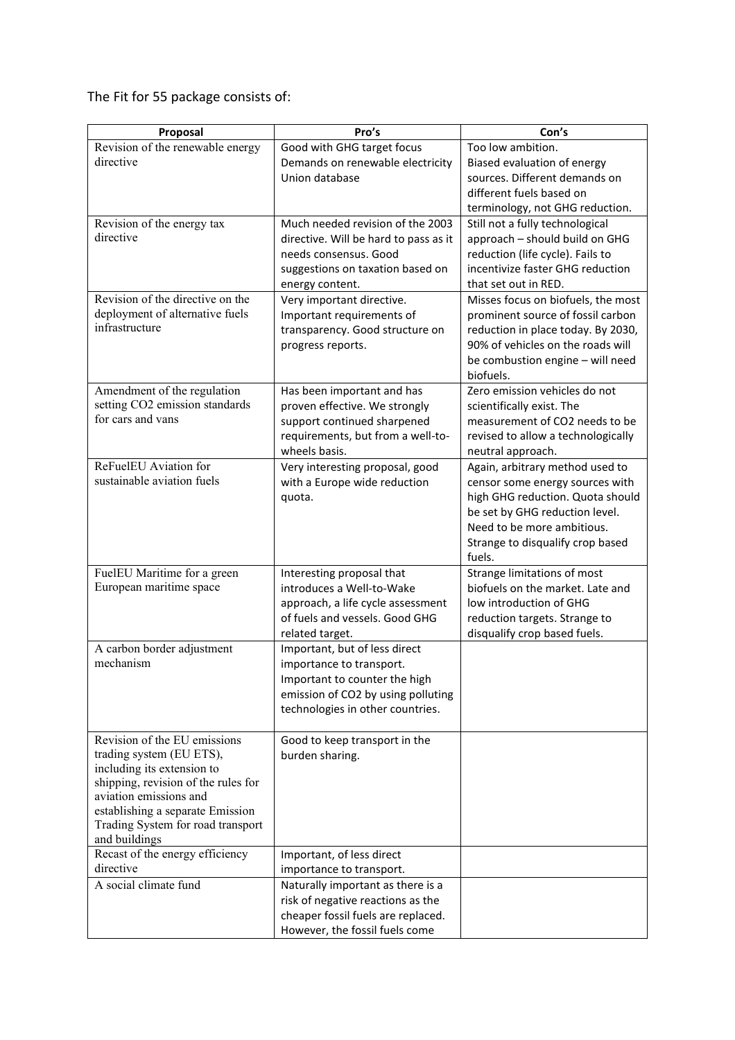The Fit for 55 package consists of:

| Proposal | Pro's | Con's |
|---|---|---|
| Revision of the renewable energy directive | Good with GHG target focus<br>Demands on renewable electricity<br>Union database | Too low ambition.<br>Biased evaluation of energy sources. Different demands on different fuels based on terminology, not GHG reduction. |
| Revision of the energy tax directive | Much needed revision of the 2003 directive. Will be hard to pass as it needs consensus. Good suggestions on taxation based on energy content. | Still not a fully technological approach – should build on GHG reduction (life cycle). Fails to incentivize faster GHG reduction that set out in RED. |
| Revision of the directive on the deployment of alternative fuels infrastructure | Very important directive. Important requirements of transparency. Good structure on progress reports. | Misses focus on biofuels, the most prominent source of fossil carbon reduction in place today. By 2030, 90% of vehicles on the roads will be combustion engine – will need biofuels. |
| Amendment of the regulation setting $CO_2$ emission standards for cars and vans | Has been important and has proven effective. We strongly support continued sharpened requirements, but from a well-to-wheels basis. | Zero emission vehicles do not scientifically exist. The measurement of $CO_2$ needs to be revised to allow a technologically neutral approach. |
| ReFuelEU Aviation for sustainable aviation fuels | Very interesting proposal, good with a Europe wide reduction quota. | Again, arbitrary method used to censor some energy sources with high GHG reduction. Quota should be set by GHG reduction level. Need to be more ambitious. Strange to disqualify crop based fuels. |
| FuelEU Maritime for a green European maritime space | Interesting proposal that introduces a Well-to-Wake approach, a life cycle assessment of fuels and vessels. Good GHG related target. | Strange limitations of most biofuels on the market. Late and low introduction of GHG reduction targets. Strange to disqualify crop based fuels. |
| A carbon border adjustment mechanism | Important, but of less direct importance to transport. Important to counter the high emission of $CO_2$ by using polluting technologies in other countries. | |
| Revision of the EU emissions trading system (EU ETS), including its extension to shipping, revision of the rules for aviation emissions and establishing a separate Emission Trading System for road transport and buildings | Good to keep transport in the burden sharing. | |
| Recast of the energy efficiency directive | Important, of less direct importance to transport. | |
| A social climate fund | Naturally important as there is a risk of negative reactions as the cheaper fossil fuels are replaced. However, the fossil fuels come | |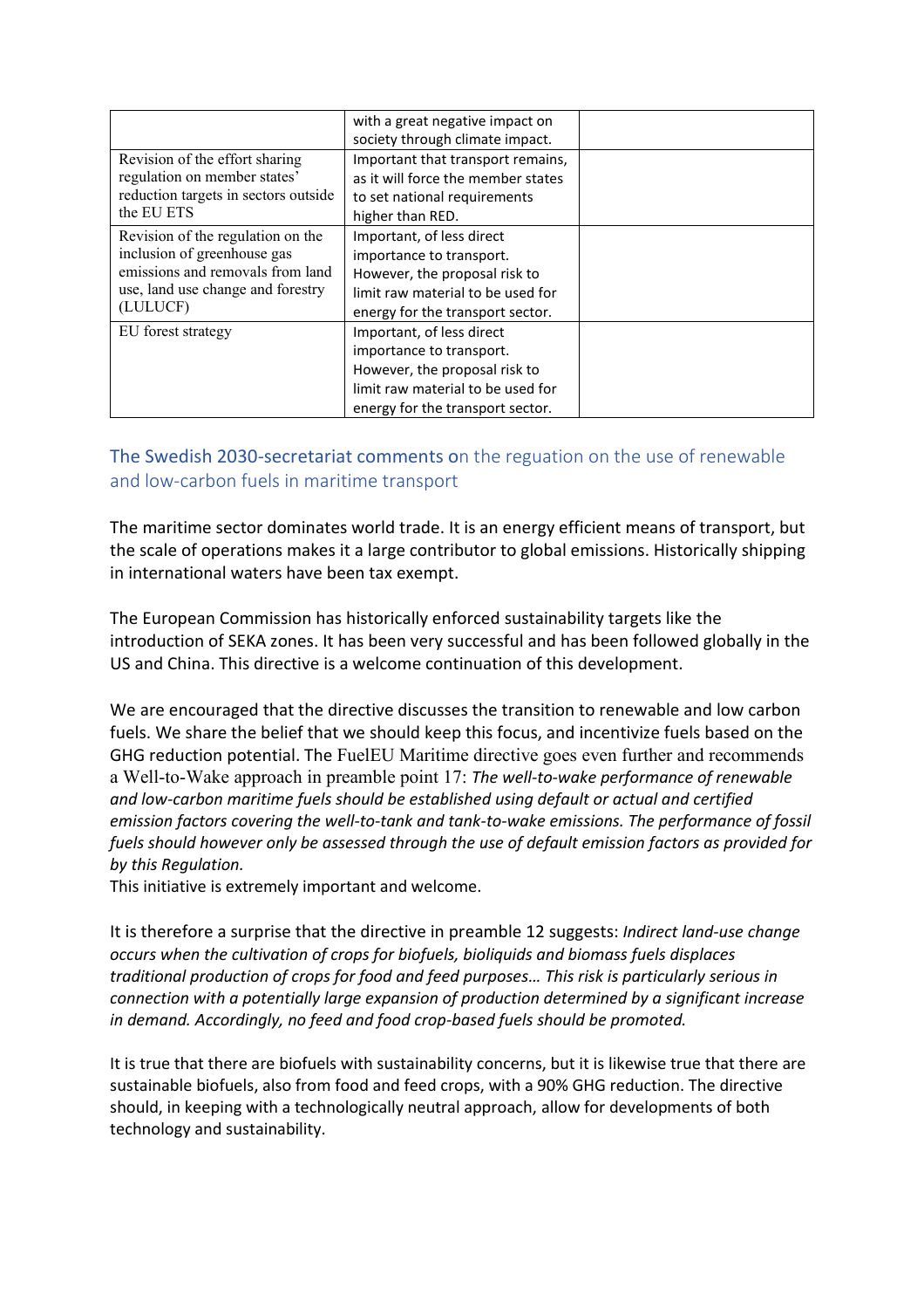|  |  |  |
|---|---|---|
|  | with a great negative impact on society through climate impact. |  |
| Revision of the effort sharing regulation on member states' reduction targets in sectors outside the EU ETS | Important that transport remains, as it will force the member states to set national requirements higher than RED. |  |
| Revision of the regulation on the inclusion of greenhouse gas emissions and removals from land use, land use change and forestry (LULUCF) | Important, of less direct importance to transport. However, the proposal risk to limit raw material to be used for energy for the transport sector. |  |
| EU forest strategy | Important, of less direct importance to transport. However, the proposal risk to limit raw material to be used for energy for the transport sector. |  |

## The Swedish 2030-secretariat comments on the reguation on the use of renewable and low-carbon fuels in maritime transport

The maritime sector dominates world trade. It is an energy efficient means of transport, but the scale of operations makes it a large contributor to global emissions. Historically shipping in international waters have been tax exempt.

The European Commission has historically enforced sustainability targets like the introduction of SEKA zones. It has been very successful and has been followed globally in the US and China. This directive is a welcome continuation of this development.

We are encouraged that the directive discusses the transition to renewable and low carbon fuels. We share the belief that we should keep this focus, and incentivize fuels based on the GHG reduction potential. The FuelEU Maritime directive goes even further and recommends a Well-to-Wake approach in preamble point 17: *The well-to-wake performance of renewable and low-carbon maritime fuels should be established using default or actual and certified emission factors covering the well-to-tank and tank-to-wake emissions. The performance of fossil fuels should however only be assessed through the use of default emission factors as provided for by this Regulation.*
This initiative is extremely important and welcome.

It is therefore a surprise that the directive in preamble 12 suggests: *Indirect land-use change occurs when the cultivation of crops for biofuels, bioliquids and biomass fuels displaces traditional production of crops for food and feed purposes… This risk is particularly serious in connection with a potentially large expansion of production determined by a significant increase in demand. Accordingly, no feed and food crop-based fuels should be promoted.*

It is true that there are biofuels with sustainability concerns, but it is likewise true that there are sustainable biofuels, also from food and feed crops, with a 90% GHG reduction. The directive should, in keeping with a technologically neutral approach, allow for developments of both technology and sustainability.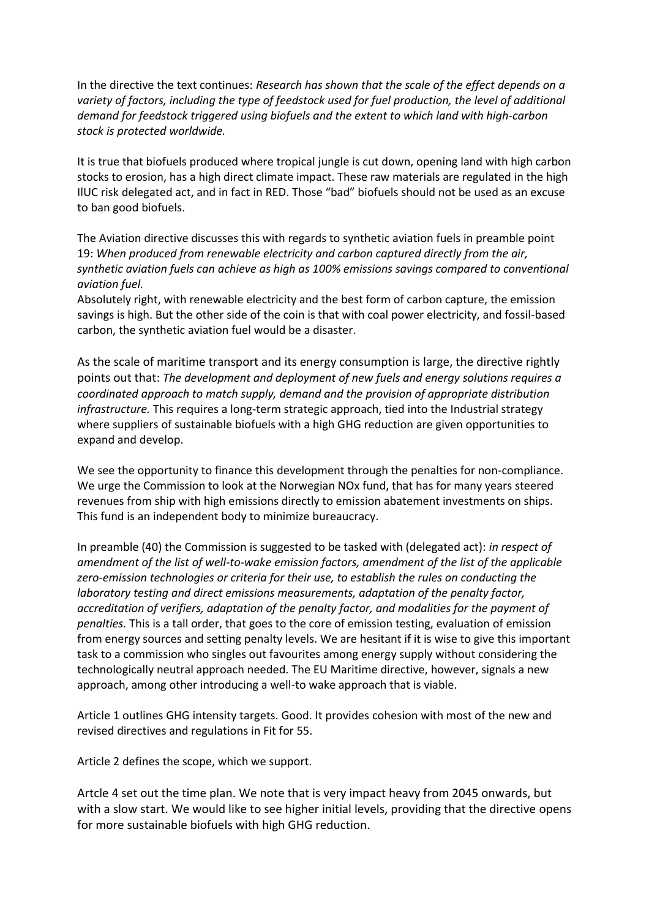In the directive the text continues: *Research has shown that the scale of the effect depends on a variety of factors, including the type of feedstock used for fuel production, the level of additional demand for feedstock triggered using biofuels and the extent to which land with high-carbon stock is protected worldwide.*

It is true that biofuels produced where tropical jungle is cut down, opening land with high carbon stocks to erosion, has a high direct climate impact. These raw materials are regulated in the high IlUC risk delegated act, and in fact in RED. Those "bad" biofuels should not be used as an excuse to ban good biofuels.

The Aviation directive discusses this with regards to synthetic aviation fuels in preamble point 19: *When produced from renewable electricity and carbon captured directly from the air, synthetic aviation fuels can achieve as high as 100% emissions savings compared to conventional aviation fuel.*
Absolutely right, with renewable electricity and the best form of carbon capture, the emission savings is high. But the other side of the coin is that with coal power electricity, and fossil-based carbon, the synthetic aviation fuel would be a disaster.

As the scale of maritime transport and its energy consumption is large, the directive rightly points out that: *The development and deployment of new fuels and energy solutions requires a coordinated approach to match supply, demand and the provision of appropriate distribution infrastructure.* This requires a long-term strategic approach, tied into the Industrial strategy where suppliers of sustainable biofuels with a high GHG reduction are given opportunities to expand and develop.

We see the opportunity to finance this development through the penalties for non-compliance. We urge the Commission to look at the Norwegian NOx fund, that has for many years steered revenues from ship with high emissions directly to emission abatement investments on ships. This fund is an independent body to minimize bureaucracy.

In preamble (40) the Commission is suggested to be tasked with (delegated act): *in respect of amendment of the list of well-to-wake emission factors, amendment of the list of the applicable zero-emission technologies or criteria for their use, to establish the rules on conducting the laboratory testing and direct emissions measurements, adaptation of the penalty factor, accreditation of verifiers, adaptation of the penalty factor, and modalities for the payment of penalties.* This is a tall order, that goes to the core of emission testing, evaluation of emission from energy sources and setting penalty levels. We are hesitant if it is wise to give this important task to a commission who singles out favourites among energy supply without considering the technologically neutral approach needed. The EU Maritime directive, however, signals a new approach, among other introducing a well-to wake approach that is viable.

Article 1 outlines GHG intensity targets. Good. It provides cohesion with most of the new and revised directives and regulations in Fit for 55.

Article 2 defines the scope, which we support.

Artcle 4 set out the time plan. We note that is very impact heavy from 2045 onwards, but with a slow start. We would like to see higher initial levels, providing that the directive opens for more sustainable biofuels with high GHG reduction.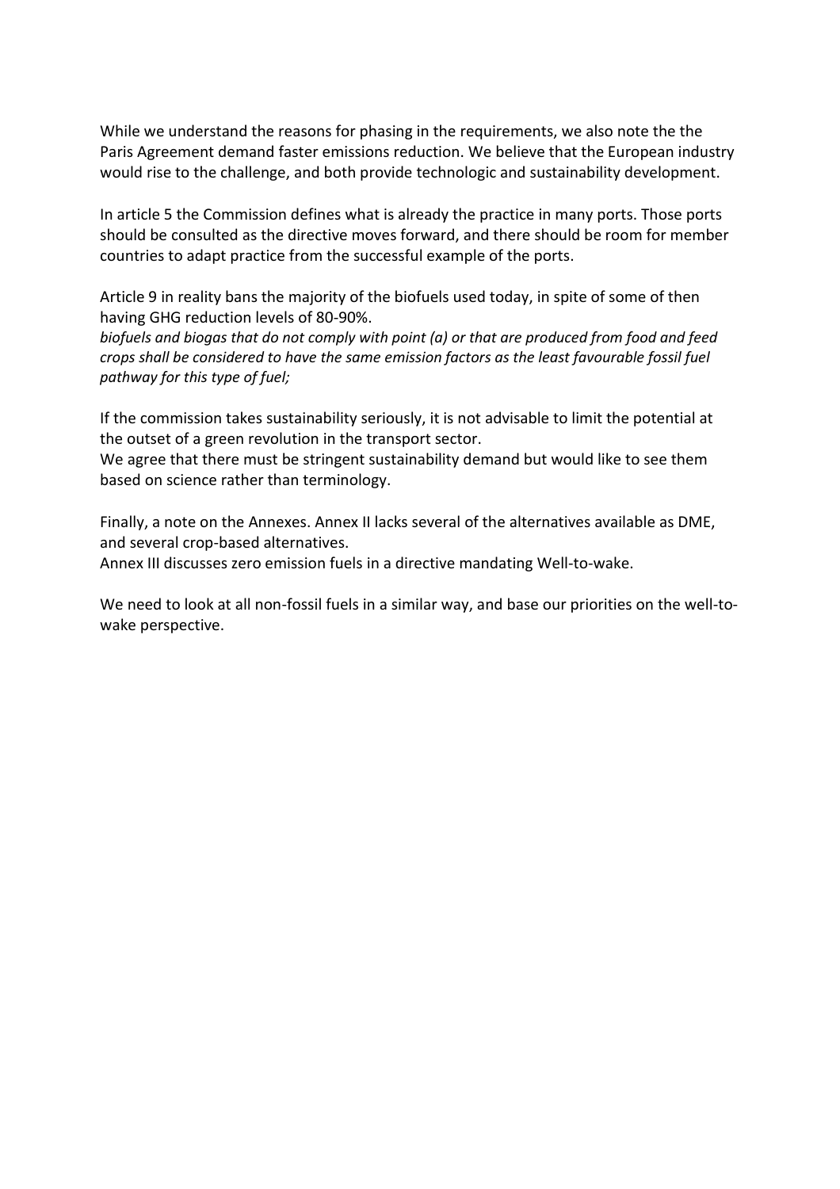While we understand the reasons for phasing in the requirements, we also note the the Paris Agreement demand faster emissions reduction. We believe that the European industry would rise to the challenge, and both provide technologic and sustainability development.

In article 5 the Commission defines what is already the practice in many ports. Those ports should be consulted as the directive moves forward, and there should be room for member countries to adapt practice from the successful example of the ports.

Article 9 in reality bans the majority of the biofuels used today, in spite of some of then having GHG reduction levels of 80-90%.
*biofuels and biogas that do not comply with point (a) or that are produced from food and feed crops shall be considered to have the same emission factors as the least favourable fossil fuel pathway for this type of fuel;*

If the commission takes sustainability seriously, it is not advisable to limit the potential at the outset of a green revolution in the transport sector.
We agree that there must be stringent sustainability demand but would like to see them based on science rather than terminology.

Finally, a note on the Annexes. Annex II lacks several of the alternatives available as DME, and several crop-based alternatives.
Annex III discusses zero emission fuels in a directive mandating Well-to-wake.

We need to look at all non-fossil fuels in a similar way, and base our priorities on the well-to-wake perspective.